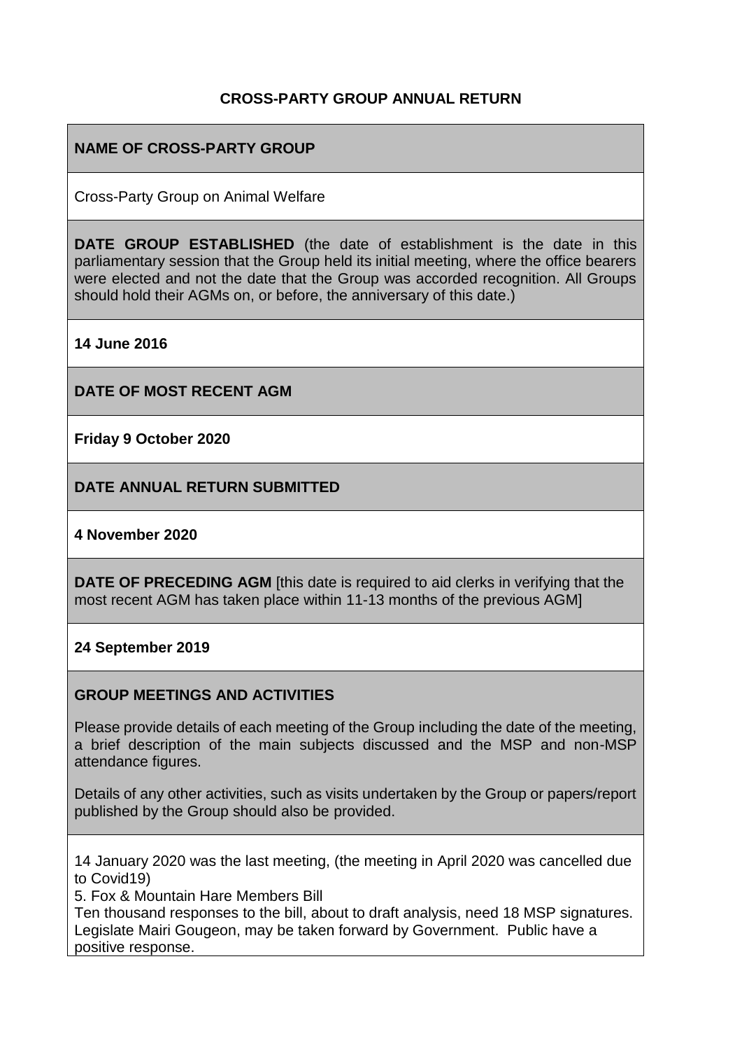# CROSS-PARTY GROUP ANNUAL RETURN

## NAME OF CROSS-PARTY GROUP

Cross-Party Group on Animal Welfare

**DATE GROUP ESTABLISHED** (the date of establishment is the date in this parliamentary session that the Group held its initial meeting, where the office bearers were elected and not the date that the Group was accorded recognition. All Groups should hold their AGMs on, or before, the anniversary of this date.)

**14 June 2016**

## DATE OF MOST RECENT AGM

**Friday 9 October 2020**

## DATE ANNUAL RETURN SUBMITTED

**4 November 2020**

**DATE OF PRECEDING AGM** [this date is required to aid clerks in verifying that the most recent AGM has taken place within 11-13 months of the previous AGM]

**24 September 2019**

## GROUP MEETINGS AND ACTIVITIES

Please provide details of each meeting of the Group including the date of the meeting, a brief description of the main subjects discussed and the MSP and non-MSP attendance figures.

Details of any other activities, such as visits undertaken by the Group or papers/report published by the Group should also be provided.

14 January 2020 was the last meeting, (the meeting in April 2020 was cancelled due to Covid19)

5. Fox & Mountain Hare Members Bill

Ten thousand responses to the bill, about to draft analysis, need 18 MSP signatures. Legislate Mairi Gougeon, may be taken forward by Government. Public have a positive response.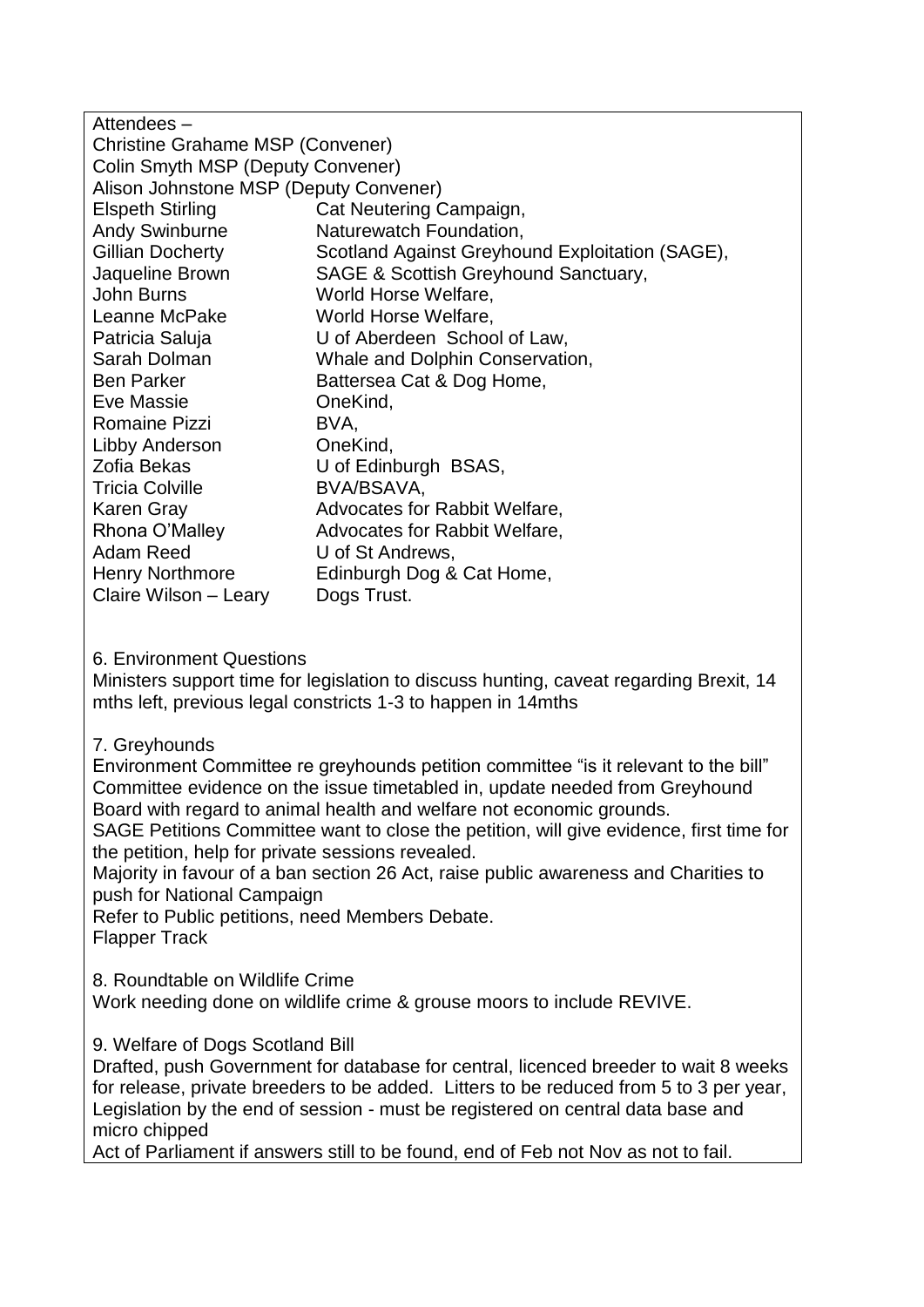Attendees –

Christine Grahame MSP (Convener)
Colin Smyth MSP (Deputy Convener)
Alison Johnstone MSP (Deputy Convener)

| | |
|---|---|
| Elspeth Stirling | Cat Neutering Campaign, |
| Andy Swinburne | Naturewatch Foundation, |
| Gillian Docherty | Scotland Against Greyhound Exploitation (SAGE), |
| Jaqueline Brown | SAGE & Scottish Greyhound Sanctuary, |
| John Burns | World Horse Welfare, |
| Leanne McPake | World Horse Welfare, |
| Patricia Saluja | U of Aberdeen School of Law, |
| Sarah Dolman | Whale and Dolphin Conservation, |
| Ben Parker | Battersea Cat & Dog Home, |
| Eve Massie | OneKind, |
| Romaine Pizzi | BVA, |
| Libby Anderson | OneKind, |
| Zofia Bekas | U of Edinburgh BSAS, |
| Tricia Colville | BVA/BSAVA, |
| Karen Gray | Advocates for Rabbit Welfare, |
| Rhona O'Malley | Advocates for Rabbit Welfare, |
| Adam Reed | U of St Andrews, |
| Henry Northmore | Edinburgh Dog & Cat Home, |
| Claire Wilson – Leary | Dogs Trust. |

6. Environment Questions

Ministers support time for legislation to discuss hunting, caveat regarding Brexit, 14 mths left, previous legal constricts 1-3 to happen in 14mths

7. Greyhounds

Environment Committee re greyhounds petition committee "is it relevant to the bill" Committee evidence on the issue timetabled in, update needed from Greyhound Board with regard to animal health and welfare not economic grounds.

SAGE Petitions Committee want to close the petition, will give evidence, first time for the petition, help for private sessions revealed.

Majority in favour of a ban section 26 Act, raise public awareness and Charities to push for National Campaign

Refer to Public petitions, need Members Debate.

Flapper Track

8. Roundtable on Wildlife Crime

Work needing done on wildlife crime & grouse moors to include REVIVE.

9. Welfare of Dogs Scotland Bill

Drafted, push Government for database for central, licenced breeder to wait 8 weeks for release, private breeders to be added. Litters to be reduced from 5 to 3 per year, Legislation by the end of session - must be registered on central data base and micro chipped

Act of Parliament if answers still to be found, end of Feb not Nov as not to fail.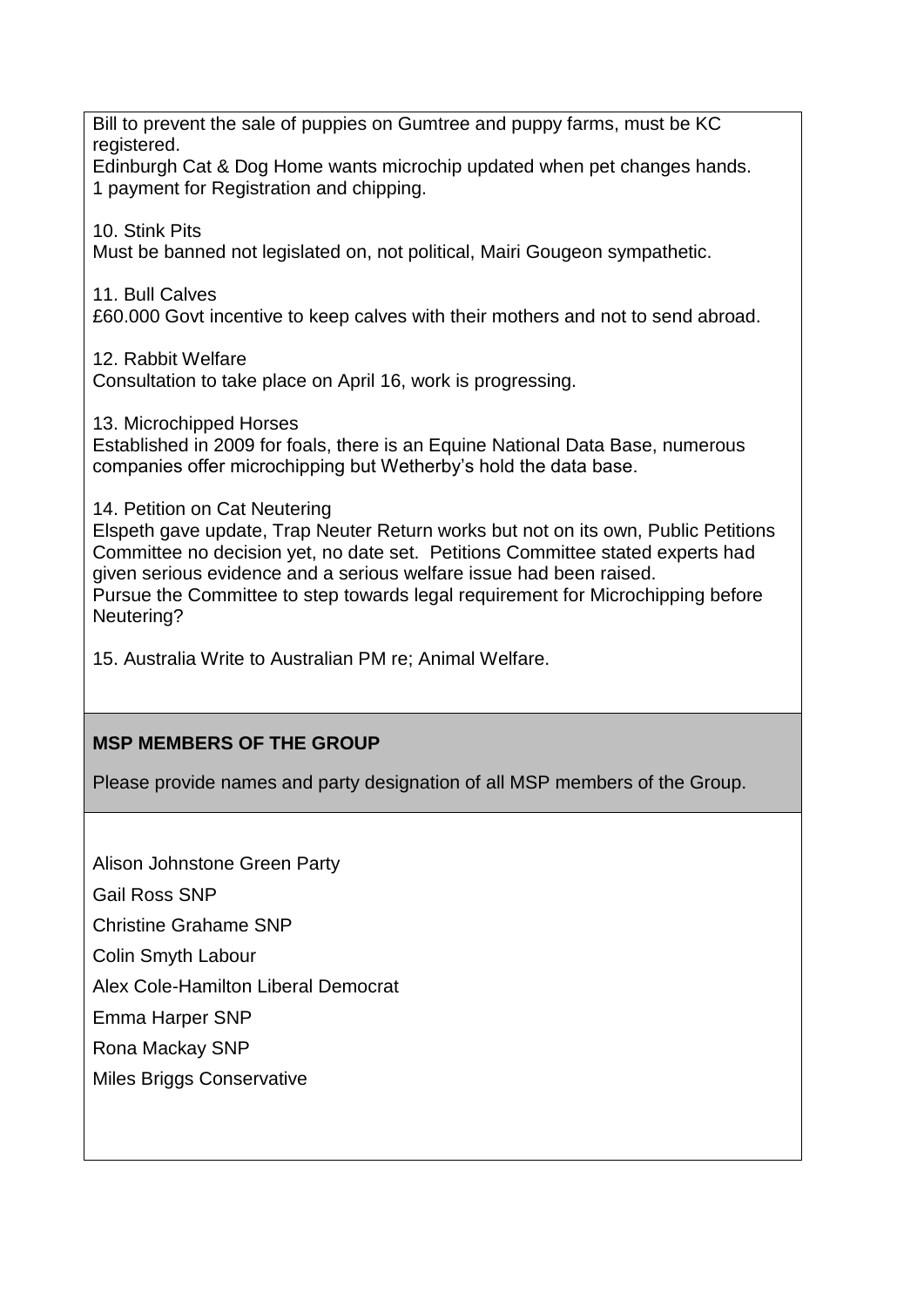Bill to prevent the sale of puppies on Gumtree and puppy farms, must be KC registered.
Edinburgh Cat & Dog Home wants microchip updated when pet changes hands.
1 payment for Registration and chipping.

10. Stink Pits
Must be banned not legislated on, not political, Mairi Gougeon sympathetic.

11. Bull Calves
£60.000 Govt incentive to keep calves with their mothers and not to send abroad.

12. Rabbit Welfare
Consultation to take place on April 16, work is progressing.

13. Microchipped Horses
Established in 2009 for foals, there is an Equine National Data Base, numerous companies offer microchipping but Wetherby's hold the data base.

14. Petition on Cat Neutering
Elspeth gave update, Trap Neuter Return works but not on its own, Public Petitions Committee no decision yet, no date set. Petitions Committee stated experts had given serious evidence and a serious welfare issue had been raised.
Pursue the Committee to step towards legal requirement for Microchipping before Neutering?

15. Australia Write to Australian PM re; Animal Welfare.

**MSP MEMBERS OF THE GROUP**

Please provide names and party designation of all MSP members of the Group.

Alison Johnstone Green Party

Gail Ross SNP

Christine Grahame SNP

Colin Smyth Labour

Alex Cole-Hamilton Liberal Democrat

Emma Harper SNP

Rona Mackay SNP

Miles Briggs Conservative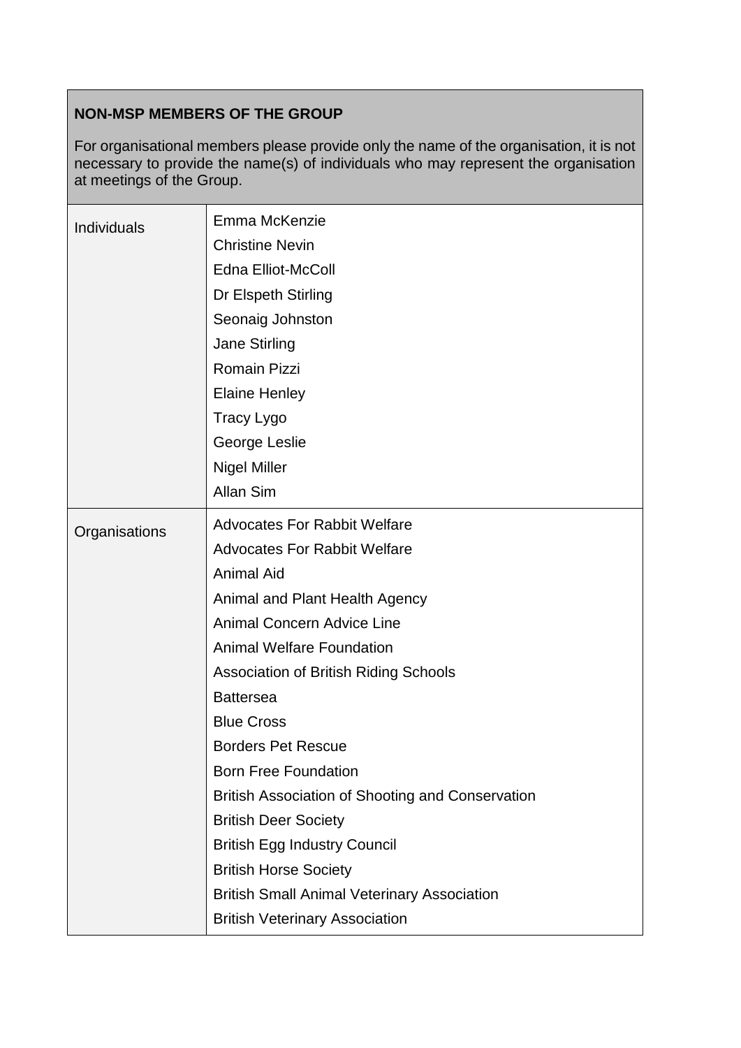| **NON-MSP MEMBERS OF THE GROUP**<br><br>For organisational members please provide only the name of the organisation, it is not necessary to provide the name(s) of individuals who may represent the organisation at meetings of the Group. | |
|---|---|
| Individuals | Emma McKenzie<br>Christine Nevin<br>Edna Elliot-McColl<br>Dr Elspeth Stirling<br>Seonaig Johnston<br>Jane Stirling<br>Romain Pizzi<br>Elaine Henley<br>Tracy Lygo<br>George Leslie<br>Nigel Miller<br>Allan Sim |
| Organisations | Advocates For Rabbit Welfare<br>Advocates For Rabbit Welfare<br>Animal Aid<br>Animal and Plant Health Agency<br>Animal Concern Advice Line<br>Animal Welfare Foundation<br>Association of British Riding Schools<br>Battersea<br>Blue Cross<br>Borders Pet Rescue<br>Born Free Foundation<br>British Association of Shooting and Conservation<br>British Deer Society<br>British Egg Industry Council<br>British Horse Society<br>British Small Animal Veterinary Association<br>British Veterinary Association |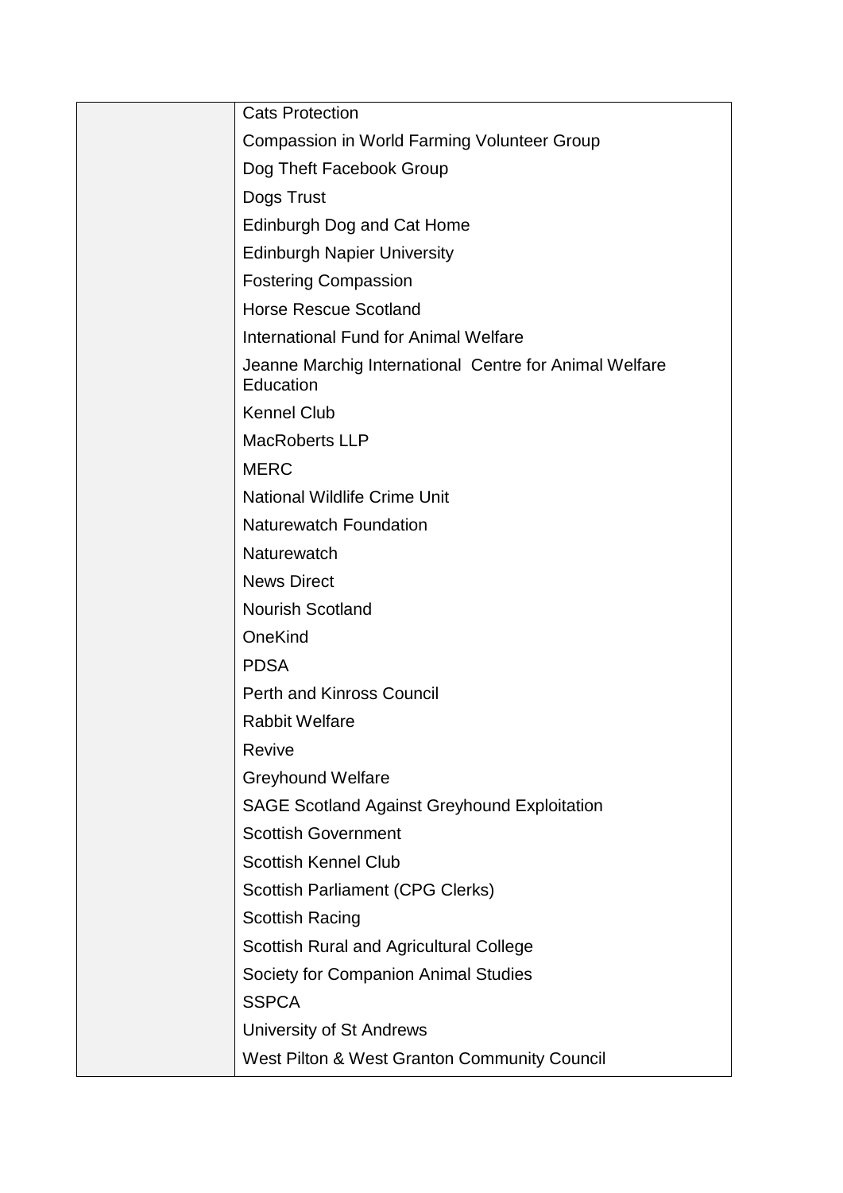|  |  |
| --- | --- |
|  | Cats Protection |
|  | Compassion in World Farming Volunteer Group |
|  | Dog Theft Facebook Group |
|  | Dogs Trust |
|  | Edinburgh Dog and Cat Home |
|  | Edinburgh Napier University |
|  | Fostering Compassion |
|  | Horse Rescue Scotland |
|  | International Fund for Animal Welfare |
|  | Jeanne Marchig International Centre for Animal Welfare Education |
|  | Kennel Club |
|  | MacRoberts LLP |
|  | MERC |
|  | National Wildlife Crime Unit |
|  | Naturewatch Foundation |
|  | Naturewatch |
|  | News Direct |
|  | Nourish Scotland |
|  | OneKind |
|  | PDSA |
|  | Perth and Kinross Council |
|  | Rabbit Welfare |
|  | Revive |
|  | Greyhound Welfare |
|  | SAGE Scotland Against Greyhound Exploitation |
|  | Scottish Government |
|  | Scottish Kennel Club |
|  | Scottish Parliament (CPG Clerks) |
|  | Scottish Racing |
|  | Scottish Rural and Agricultural College |
|  | Society for Companion Animal Studies |
|  | SSPCA |
|  | University of St Andrews |
|  | West Pilton & West Granton Community Council |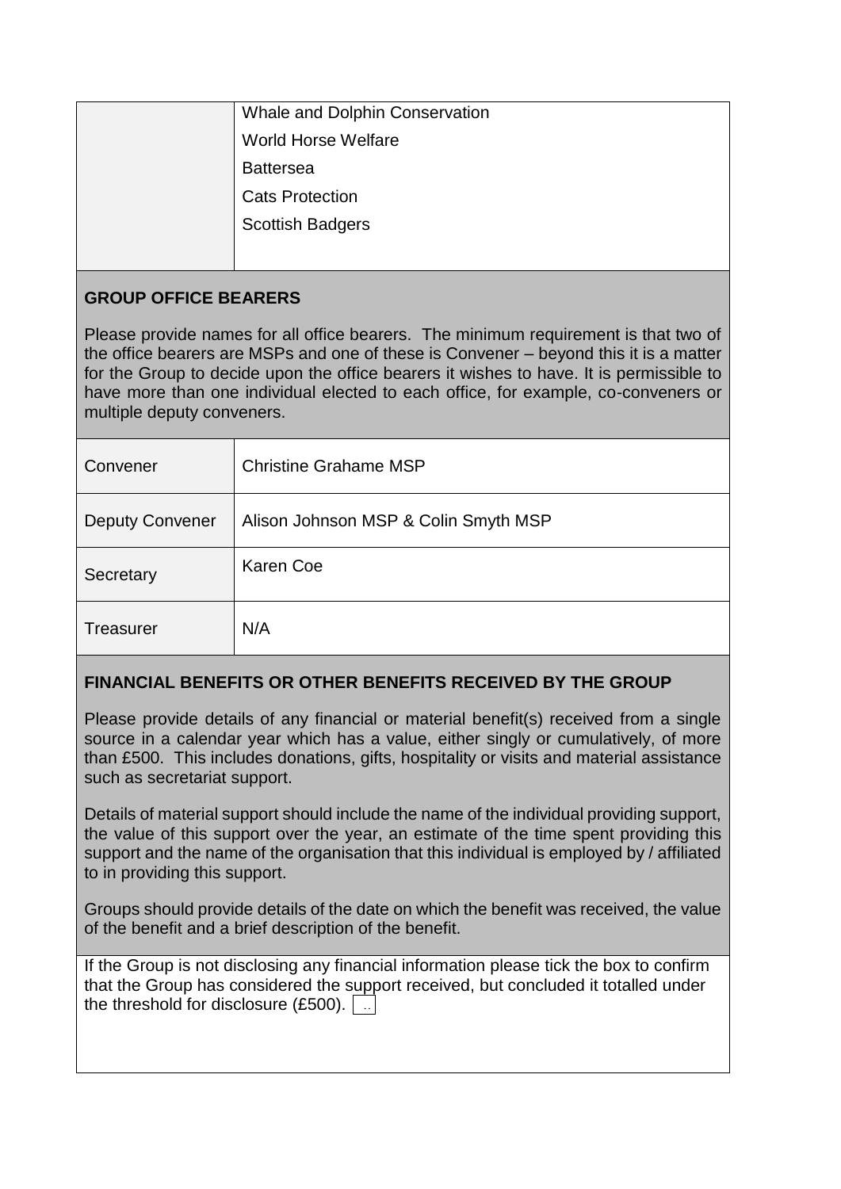| | |
|---|---|
| | Whale and Dolphin Conservation<br>World Horse Welfare<br>Battersea<br>Cats Protection<br>Scottish Badgers |

**GROUP OFFICE BEARERS**

Please provide names for all office bearers. The minimum requirement is that two of the office bearers are MSPs and one of these is Convener – beyond this it is a matter for the Group to decide upon the office bearers it wishes to have. It is permissible to have more than one individual elected to each office, for example, co-conveners or multiple deputy conveners.

| | |
|---|---|
| Convener | Christine Grahame MSP |
| Deputy Convener | Alison Johnson MSP & Colin Smyth MSP |
| Secretary | Karen Coe |
| Treasurer | N/A |

**FINANCIAL BENEFITS OR OTHER BENEFITS RECEIVED BY THE GROUP**

Please provide details of any financial or material benefit(s) received from a single source in a calendar year which has a value, either singly or cumulatively, of more than £500. This includes donations, gifts, hospitality or visits and material assistance such as secretariat support.

Details of material support should include the name of the individual providing support, the value of this support over the year, an estimate of the time spent providing this support and the name of the organisation that this individual is employed by / affiliated to in providing this support.

Groups should provide details of the date on which the benefit was received, the value of the benefit and a brief description of the benefit.

If the Group is not disclosing any financial information please tick the box to confirm that the Group has considered the support received, but concluded it totalled under the threshold for disclosure (£500). ☐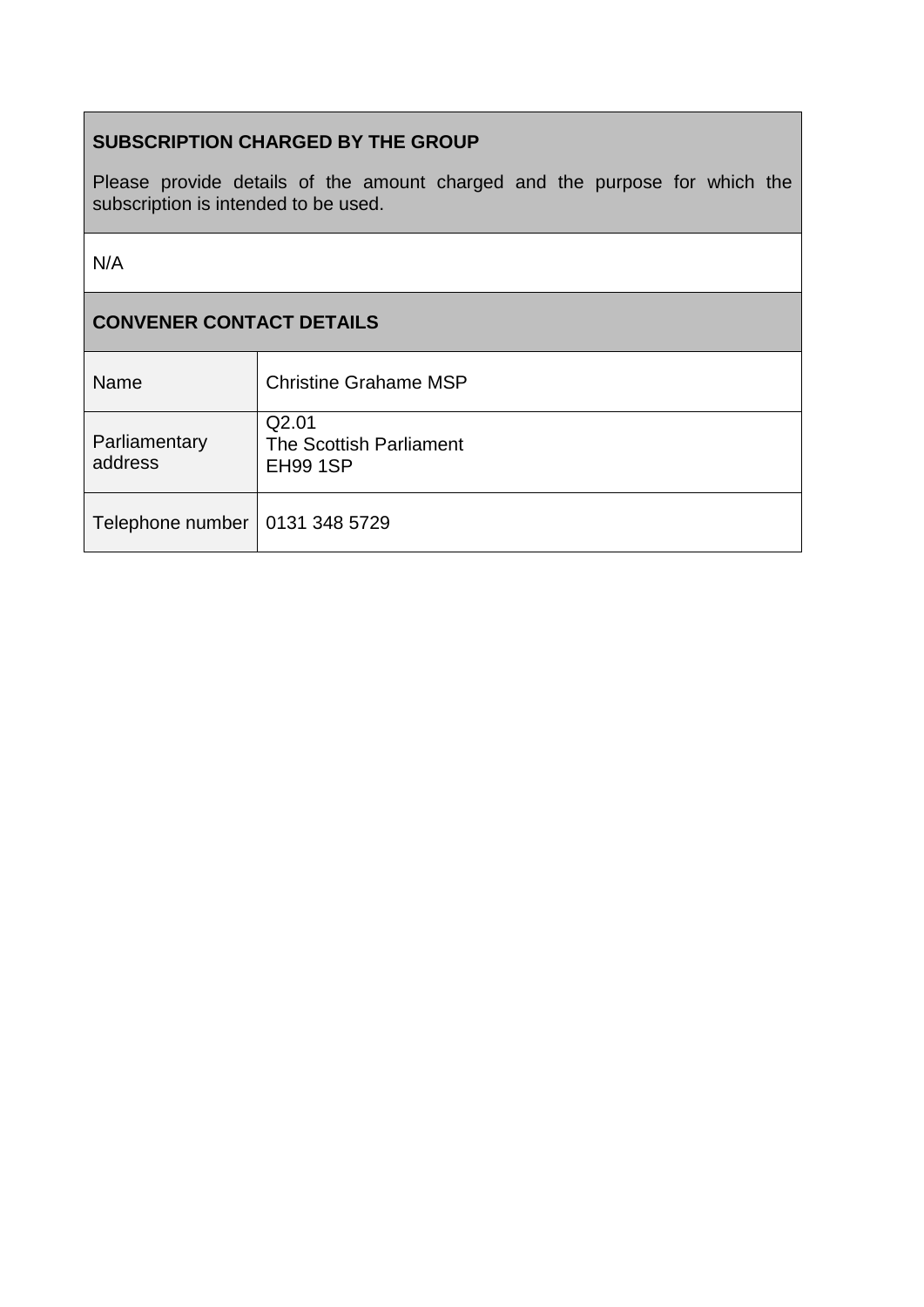| **SUBSCRIPTION CHARGED BY THE GROUP** |
| --- |
| Please provide details of the amount charged and the purpose for which the subscription is intended to be used. |
| N/A |

| **CONVENER CONTACT DETAILS** | |
| --- | --- |
| Name | Christine Grahame MSP |
| Parliamentary address | Q2.01<br>The Scottish Parliament<br>EH99 1SP |
| Telephone number | 0131 348 5729 |